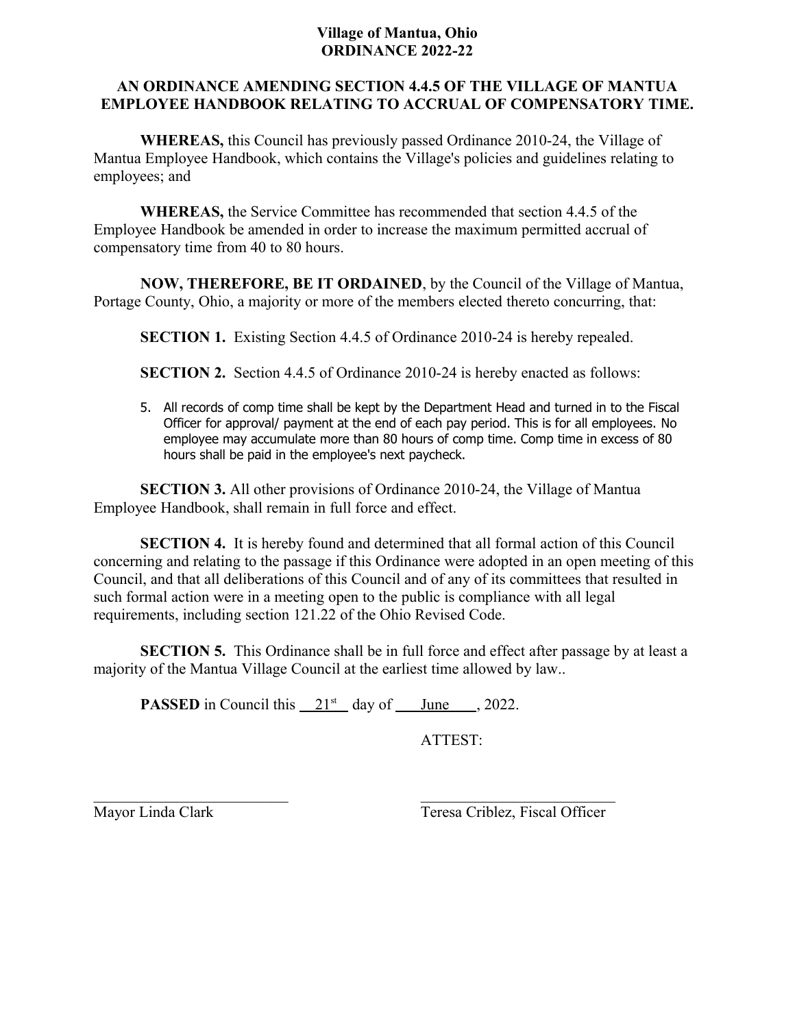**Village of Mantua, Ohio**
**ORDINANCE 2022-22**

**AN ORDINANCE AMENDING SECTION 4.4.5 OF THE VILLAGE OF MANTUA EMPLOYEE HANDBOOK RELATING TO ACCRUAL OF COMPENSATORY TIME.**

**WHEREAS,** this Council has previously passed Ordinance 2010-24, the Village of Mantua Employee Handbook, which contains the Village's policies and guidelines relating to employees; and

**WHEREAS,** the Service Committee has recommended that section 4.4.5 of the Employee Handbook be amended in order to increase the maximum permitted accrual of compensatory time from 40 to 80 hours.

**NOW, THEREFORE, BE IT ORDAINED**, by the Council of the Village of Mantua, Portage County, Ohio, a majority or more of the members elected thereto concurring, that:

**SECTION 1.** Existing Section 4.4.5 of Ordinance 2010-24 is hereby repealed.

**SECTION 2.** Section 4.4.5 of Ordinance 2010-24 is hereby enacted as follows:

5. All records of comp time shall be kept by the Department Head and turned in to the Fiscal Officer for approval/ payment at the end of each pay period. This is for all employees. No employee may accumulate more than 80 hours of comp time. Comp time in excess of 80 hours shall be paid in the employee's next paycheck.

**SECTION 3.** All other provisions of Ordinance 2010-24, the Village of Mantua Employee Handbook, shall remain in full force and effect.

**SECTION 4.** It is hereby found and determined that all formal action of this Council concerning and relating to the passage if this Ordinance were adopted in an open meeting of this Council, and that all deliberations of this Council and of any of its committees that resulted in such formal action were in a meeting open to the public is compliance with all legal requirements, including section 121.22 of the Ohio Revised Code.

**SECTION 5.** This Ordinance shall be in full force and effect after passage by at least a majority of the Mantua Village Council at the earliest time allowed by law..

**PASSED** in Council this 21st day of June, 2022.

ATTEST:

\_\_\_\_\_\_\_\_\_\_\_\_\_\_\_\_\_\_\_\_\_\_\_\_\_\_ \_\_\_\_\_\_\_\_\_\_\_\_\_\_\_\_\_\_\_\_\_\_\_\_\_\_

Mayor Linda Clark Teresa Criblez, Fiscal Officer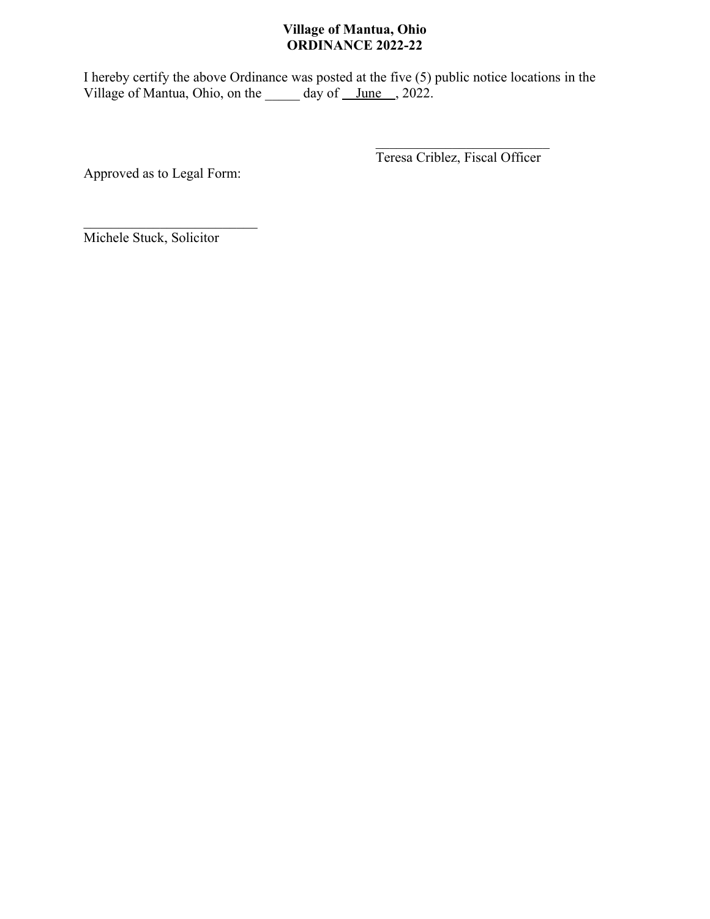**Village of Mantua, Ohio**
**ORDINANCE 2022-22**

I hereby certify the above Ordinance was posted at the five (5) public notice locations in the Village of Mantua, Ohio, on the _____ day of __June__, 2022.

___________________________
Teresa Criblez, Fiscal Officer

Approved as to Legal Form:

___________________________
Michele Stuck, Solicitor